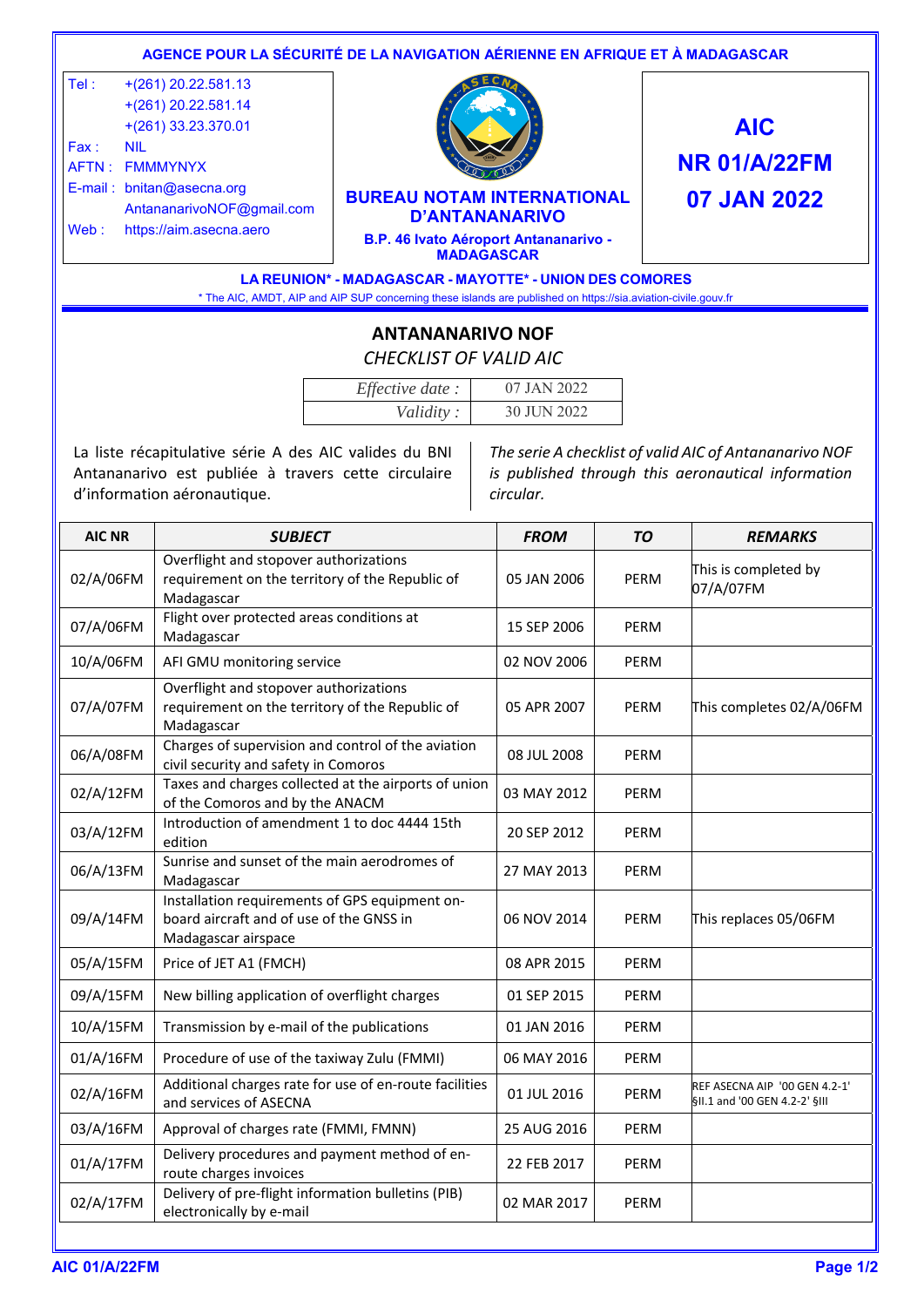**AGENCE POUR LA SÉCURITÉ DE LA NAVIGATION AÉRIENNE EN AFRIQUE ET À MADAGASCAR**

| | |
|---|---|
| Tel : | +(261) 20.22.581.13 |
| | +(261) 20.22.581.14 |
| | +(261) 33.23.370.01 |
| Fax : | NIL |
| AFTN : | FMMMYNYX |
| E-mail : | bnitan@asecna.org |
| | AntananarivoNOF@gmail.com |
| Web : | https://aim.asecna.aero |

**BUREAU NOTAM INTERNATIONAL D'ANTANANARIVO**

**B.P. 46 Ivato Aéroport Antananarivo - MADAGASCAR**

**AIC**

**NR 01/A/22FM**

**07 JAN 2022**

**LA REUNION\* - MADAGASCAR - MAYOTTE\* - UNION DES COMORES**

\* The AIC, AMDT, AIP and AIP SUP concerning these islands are published on https://sia.aviation-civile.gouv.fr

## ANTANANARIVO NOF

*CHECKLIST OF VALID AIC*

| | |
|---|---|
| *Effective date :* | 07 JAN 2022 |
| *Validity :* | 30 JUN 2022 |

La liste récapitulative série A des AIC valides du BNI Antananarivo est publiée à travers cette circulaire d'information aéronautique.

*The serie A checklist of valid AIC of Antananarivo NOF is published through this aeronautical information circular.*

| AIC NR | *SUBJECT* | *FROM* | *TO* | *REMARKS* |
|---|---|---|---|---|
| 02/A/06FM | Overflight and stopover authorizations requirement on the territory of the Republic of Madagascar | 05 JAN 2006 | PERM | This is completed by 07/A/07FM |
| 07/A/06FM | Flight over protected areas conditions at Madagascar | 15 SEP 2006 | PERM | |
| 10/A/06FM | AFI GMU monitoring service | 02 NOV 2006 | PERM | |
| 07/A/07FM | Overflight and stopover authorizations requirement on the territory of the Republic of Madagascar | 05 APR 2007 | PERM | This completes 02/A/06FM |
| 06/A/08FM | Charges of supervision and control of the aviation civil security and safety in Comoros | 08 JUL 2008 | PERM | |
| 02/A/12FM | Taxes and charges collected at the airports of union of the Comoros and by the ANACM | 03 MAY 2012 | PERM | |
| 03/A/12FM | Introduction of amendment 1 to doc 4444 15th edition | 20 SEP 2012 | PERM | |
| 06/A/13FM | Sunrise and sunset of the main aerodromes of Madagascar | 27 MAY 2013 | PERM | |
| 09/A/14FM | Installation requirements of GPS equipment on-board aircraft and of use of the GNSS in Madagascar airspace | 06 NOV 2014 | PERM | This replaces 05/06FM |
| 05/A/15FM | Price of JET A1 (FMCH) | 08 APR 2015 | PERM | |
| 09/A/15FM | New billing application of overflight charges | 01 SEP 2015 | PERM | |
| 10/A/15FM | Transmission by e-mail of the publications | 01 JAN 2016 | PERM | |
| 01/A/16FM | Procedure of use of the taxiway Zulu (FMMI) | 06 MAY 2016 | PERM | |
| 02/A/16FM | Additional charges rate for use of en-route facilities and services of ASECNA | 01 JUL 2016 | PERM | REF ASECNA AIP '00 GEN 4.2-1' §II.1 and '00 GEN 4.2-2' §III |
| 03/A/16FM | Approval of charges rate (FMMI, FMNN) | 25 AUG 2016 | PERM | |
| 01/A/17FM | Delivery procedures and payment method of en-route charges invoices | 22 FEB 2017 | PERM | |
| 02/A/17FM | Delivery of pre-flight information bulletins (PIB) electronically by e-mail | 02 MAR 2017 | PERM | |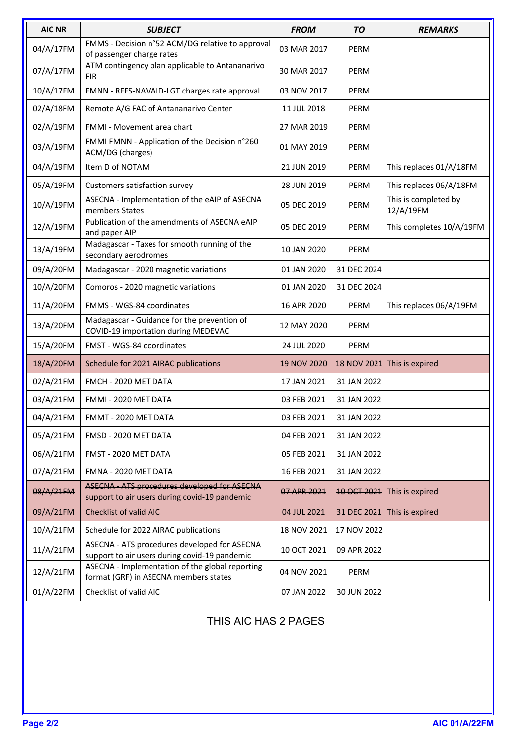| **AIC NR** | ***SUBJECT*** | ***FROM*** | ***TO*** | ***REMARKS*** |
|---|---|---|---|---|
| 04/A/17FM | FMMS - Decision n°52 ACM/DG relative to approval of passenger charge rates | 03 MAR 2017 | PERM | |
| 07/A/17FM | ATM contingency plan applicable to Antananarivo FIR | 30 MAR 2017 | PERM | |
| 10/A/17FM | FMNN - RFFS-NAVAID-LGT charges rate approval | 03 NOV 2017 | PERM | |
| 02/A/18FM | Remote A/G FAC of Antananarivo Center | 11 JUL 2018 | PERM | |
| 02/A/19FM | FMMI - Movement area chart | 27 MAR 2019 | PERM | |
| 03/A/19FM | FMMI FMNN - Application of the Decision n°260 ACM/DG (charges) | 01 MAY 2019 | PERM | |
| 04/A/19FM | Item D of NOTAM | 21 JUN 2019 | PERM | This replaces 01/A/18FM |
| 05/A/19FM | Customers satisfaction survey | 28 JUN 2019 | PERM | This replaces 06/A/18FM |
| 10/A/19FM | ASECNA - Implementation of the eAIP of ASECNA members States | 05 DEC 2019 | PERM | This is completed by 12/A/19FM |
| 12/A/19FM | Publication of the amendments of ASECNA eAIP and paper AIP | 05 DEC 2019 | PERM | This completes 10/A/19FM |
| 13/A/19FM | Madagascar - Taxes for smooth running of the secondary aerodromes | 10 JAN 2020 | PERM | |
| 09/A/20FM | Madagascar - 2020 magnetic variations | 01 JAN 2020 | 31 DEC 2024 | |
| 10/A/20FM | Comoros - 2020 magnetic variations | 01 JAN 2020 | 31 DEC 2024 | |
| 11/A/20FM | FMMS - WGS-84 coordinates | 16 APR 2020 | PERM | This replaces 06/A/19FM |
| 13/A/20FM | Madagascar - Guidance for the prevention of COVID-19 importation during MEDEVAC | 12 MAY 2020 | PERM | |
| 15/A/20FM | FMST - WGS-84 coordinates | 24 JUL 2020 | PERM | |
| ~~18/A/20FM~~ | ~~Schedule for 2021 AIRAC publications~~ | ~~19 NOV 2020~~ | ~~18 NOV 2021~~ | This is expired |
| 02/A/21FM | FMCH - 2020 MET DATA | 17 JAN 2021 | 31 JAN 2022 | |
| 03/A/21FM | FMMI - 2020 MET DATA | 03 FEB 2021 | 31 JAN 2022 | |
| 04/A/21FM | FMMT - 2020 MET DATA | 03 FEB 2021 | 31 JAN 2022 | |
| 05/A/21FM | FMSD - 2020 MET DATA | 04 FEB 2021 | 31 JAN 2022 | |
| 06/A/21FM | FMST - 2020 MET DATA | 05 FEB 2021 | 31 JAN 2022 | |
| 07/A/21FM | FMNA - 2020 MET DATA | 16 FEB 2021 | 31 JAN 2022 | |
| ~~08/A/21FM~~ | ~~ASECNA - ATS procedures developed for ASECNA support to air users during covid-19 pandemic~~ | ~~07 APR 2021~~ | ~~10 OCT 2021~~ | This is expired |
| ~~09/A/21FM~~ | ~~Checklist of valid AIC~~ | ~~04 JUL 2021~~ | ~~31 DEC 2021~~ | This is expired |
| 10/A/21FM | Schedule for 2022 AIRAC publications | 18 NOV 2021 | 17 NOV 2022 | |
| 11/A/21FM | ASECNA - ATS procedures developed for ASECNA support to air users during covid-19 pandemic | 10 OCT 2021 | 09 APR 2022 | |
| 12/A/21FM | ASECNA - Implementation of the global reporting format (GRF) in ASECNA members states | 04 NOV 2021 | PERM | |
| 01/A/22FM | Checklist of valid AIC | 07 JAN 2022 | 30 JUN 2022 | |

THIS AIC HAS 2 PAGES